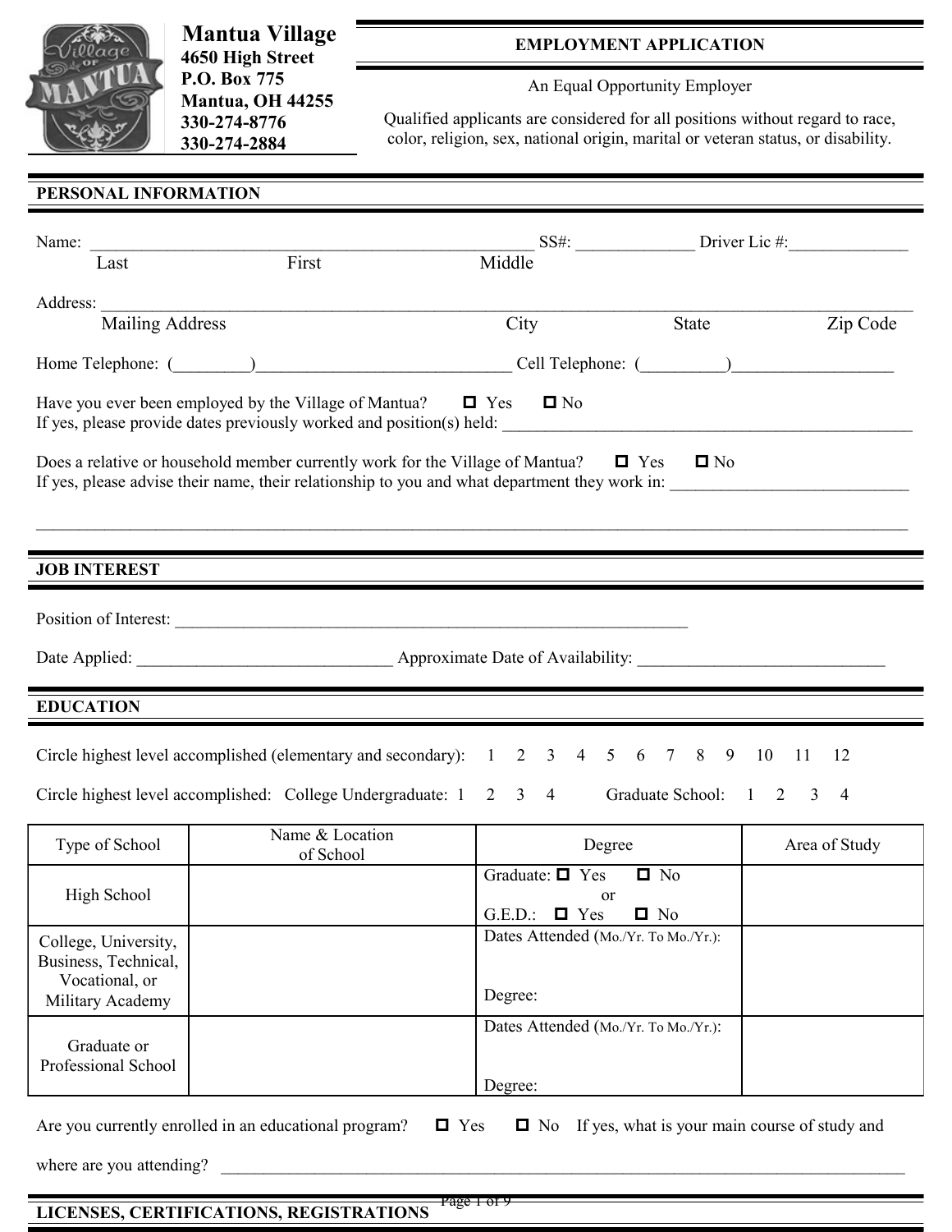**Mantua Village**
**4650 High Street**
**P.O. Box 775**
**Mantua, OH 44255**
**330-274-8776**
**330-274-2884**

## EMPLOYMENT APPLICATION

An Equal Opportunity Employer

Qualified applicants are considered for all positions without regard to race, color, religion, sex, national origin, marital or veteran status, or disability.

## PERSONAL INFORMATION

Name: _____________________________________________________ SS#: _____________ Driver Lic #:_____________
Last First Middle

Address: ________________________________________________________________________________________________
Mailing Address City State Zip Code

Home Telephone: (_________)______________________________ Cell Telephone: (__________)__________________

Have you ever been employed by the Village of Mantua? ☐ Yes ☐ No
If yes, please provide dates previously worked and position(s) held: ________________________________________________

Does a relative or household member currently work for the Village of Mantua? ☐ Yes ☐ No
If yes, please advise their name, their relationship to you and what department they work in: ____________________________

________________________________________________________________________________________________________

## JOB INTEREST

Position of Interest: ______________________________________________________________

Date Applied: ______________________________ Approximate Date of Availability: _____________________________

## EDUCATION

Circle highest level accomplished (elementary and secondary): 1 2 3 4 5 6 7 8 9 10 11 12

Circle highest level accomplished: College Undergraduate: 1 2 3 4 Graduate School: 1 2 3 4

| Type of School | Name & Location of School | Degree | Area of Study |
| --- | --- | --- | --- |
| High School | | Graduate: ☐ Yes ☐ No or G.E.D.: ☐ Yes ☐ No | |
| College, University, Business, Technical, Vocational, or Military Academy | | Dates Attended (Mo./Yr. To Mo./Yr.): Degree: | |
| Graduate or Professional School | | Dates Attended (Mo./Yr. To Mo./Yr.): Degree: | |

Are you currently enrolled in an educational program? ☐ Yes ☐ No If yes, what is your main course of study and where are you attending? ______________________________________________________________________________

## LICENSES, CERTIFICATIONS, REGISTRATIONS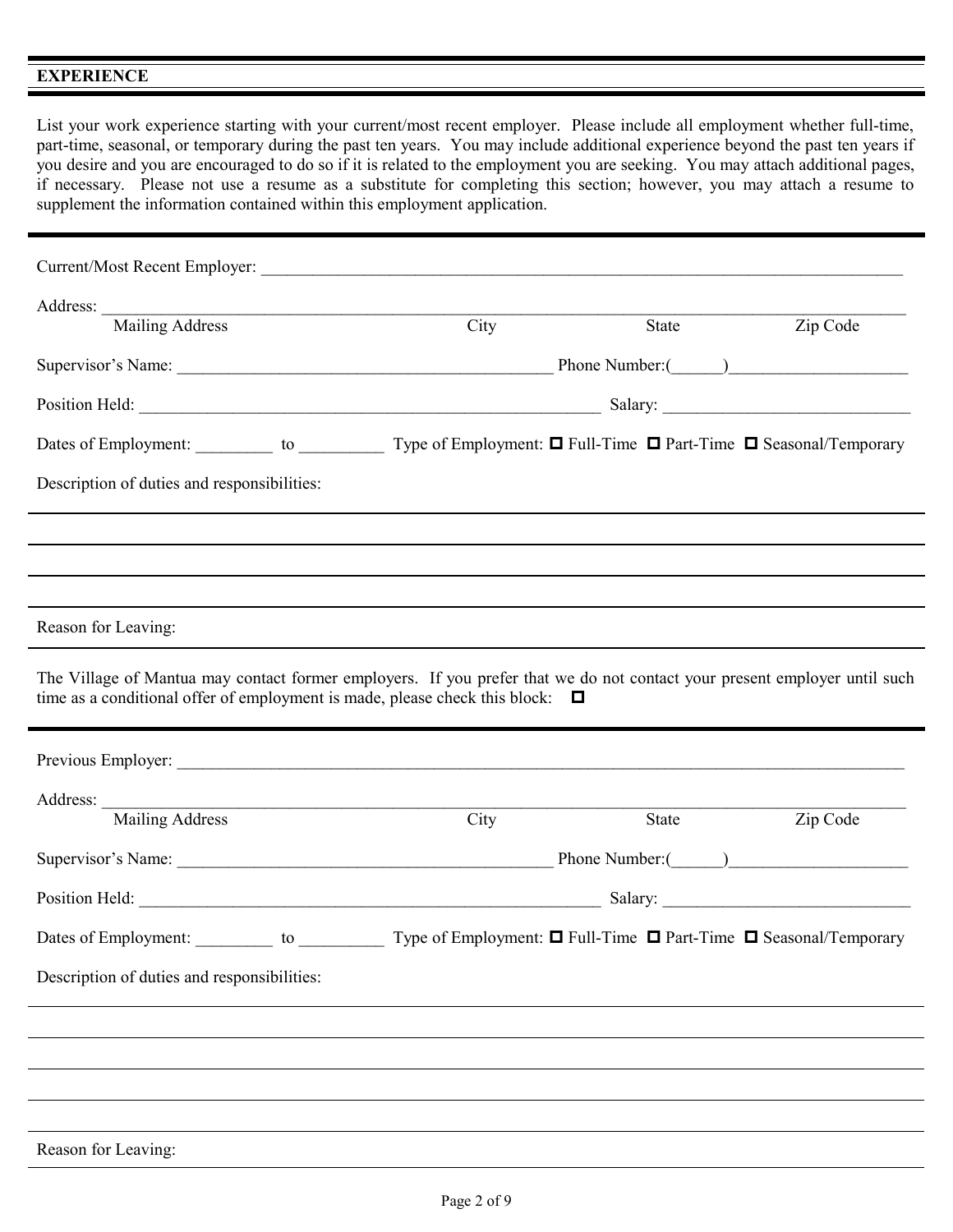## EXPERIENCE

List your work experience starting with your current/most recent employer. Please include all employment whether full-time, part-time, seasonal, or temporary during the past ten years. You may include additional experience beyond the past ten years if you desire and you are encouraged to do so if it is related to the employment you are seeking. You may attach additional pages, if necessary. Please not use a resume as a substitute for completing this section; however, you may attach a resume to supplement the information contained within this employment application.

---

Current/Most Recent Employer: ______________________________________________________________________________

Address: ______________________________________________________________________________________________
Mailing Address                                        City                              State                    Zip Code

Supervisor's Name: ____________________________________________ Phone Number:(______)_____________________

Position Held: ________________________________________________________ Salary: _____________________________

Dates of Employment: _________ to __________ Type of Employment: ☐ Full-Time ☐ Part-Time ☐ Seasonal/Temporary

Description of duties and responsibilities:

______________________________________________________________________________________________

______________________________________________________________________________________________

______________________________________________________________________________________________

Reason for Leaving:

The Village of Mantua may contact former employers. If you prefer that we do not contact your present employer until such time as a conditional offer of employment is made, please check this block: ☐

---

Previous Employer: _____________________________________________________________________________________

Address: ______________________________________________________________________________________________
Mailing Address                                        City                              State                    Zip Code

Supervisor's Name: ____________________________________________ Phone Number:(______)_____________________

Position Held: ________________________________________________________ Salary: _____________________________

Dates of Employment: _________ to __________ Type of Employment: ☐ Full-Time ☐ Part-Time ☐ Seasonal/Temporary

Description of duties and responsibilities:

______________________________________________________________________________________________

______________________________________________________________________________________________

______________________________________________________________________________________________

______________________________________________________________________________________________

Reason for Leaving: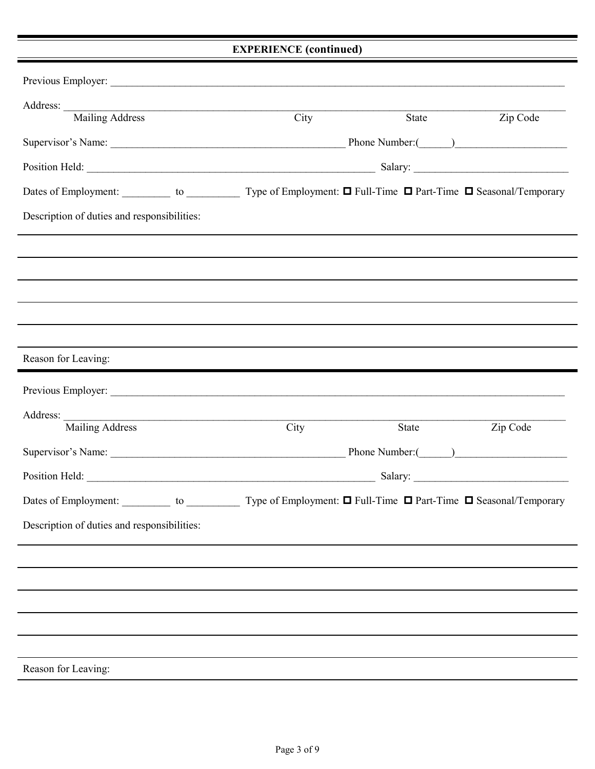## EXPERIENCE (continued)

Previous Employer: ______________________________________________________________________________

Address: ______________________________________________________________________________
Mailing Address City State Zip Code

Supervisor's Name: ________________________________________ Phone Number:(______)____________________

Position Held: ________________________________________________ Salary: ____________________________

Dates of Employment: _________ to __________ Type of Employment: ☐ Full-Time ☐ Part-Time ☐ Seasonal/Temporary

Description of duties and responsibilities:

Reason for Leaving:

---

Previous Employer: ______________________________________________________________________________

Address: ______________________________________________________________________________
Mailing Address City State Zip Code

Supervisor's Name: ________________________________________ Phone Number:(______)____________________

Position Held: ________________________________________________ Salary: ____________________________

Dates of Employment: _________ to __________ Type of Employment: ☐ Full-Time ☐ Part-Time ☐ Seasonal/Temporary

Description of duties and responsibilities:

Reason for Leaving: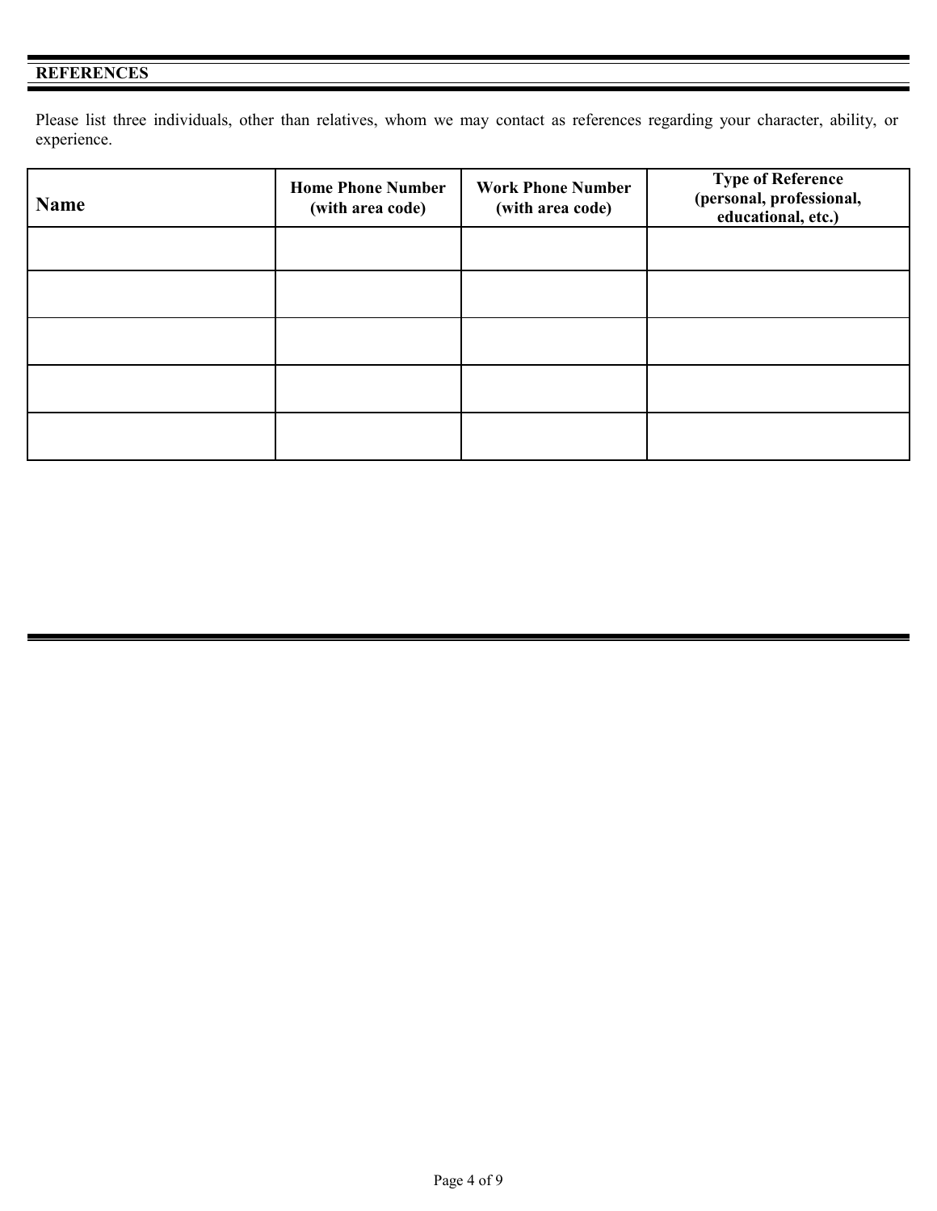## REFERENCES

Please list three individuals, other than relatives, whom we may contact as references regarding your character, ability, or experience.

| Name | Home Phone Number (with area code) | Work Phone Number (with area code) | Type of Reference (personal, professional, educational, etc.) |
| --- | --- | --- | --- |
| | | | |
| | | | |
| | | | |
| | | | |
| | | | |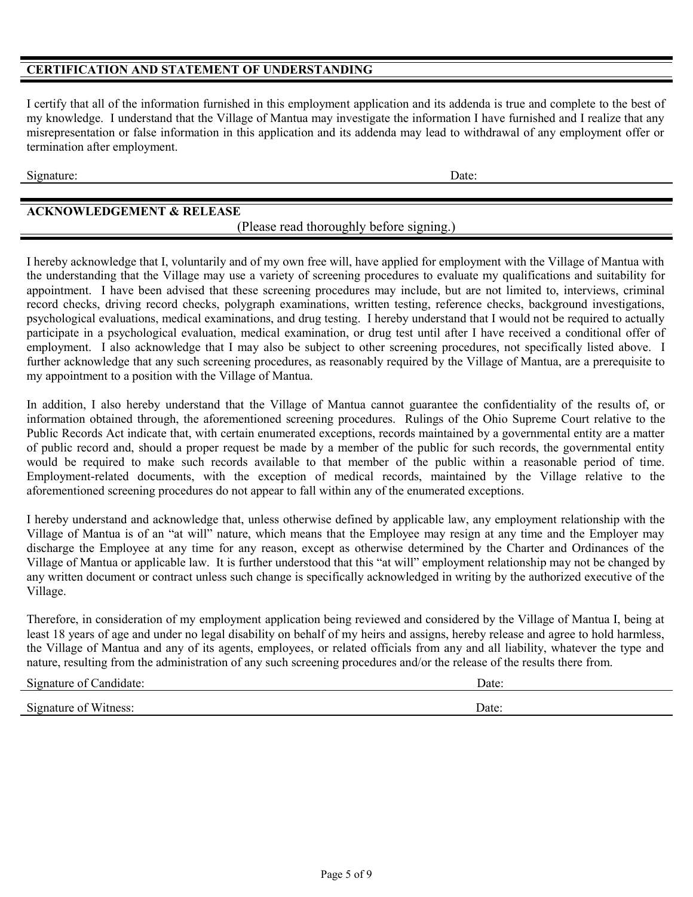## CERTIFICATION AND STATEMENT OF UNDERSTANDING

I certify that all of the information furnished in this employment application and its addenda is true and complete to the best of my knowledge. I understand that the Village of Mantua may investigate the information I have furnished and I realize that any misrepresentation or false information in this application and its addenda may lead to withdrawal of any employment offer or termination after employment.

Signature: ______________________________ Date: ______________

## ACKNOWLEDGEMENT & RELEASE

(Please read thoroughly before signing.)

I hereby acknowledge that I, voluntarily and of my own free will, have applied for employment with the Village of Mantua with the understanding that the Village may use a variety of screening procedures to evaluate my qualifications and suitability for appointment. I have been advised that these screening procedures may include, but are not limited to, interviews, criminal record checks, driving record checks, polygraph examinations, written testing, reference checks, background investigations, psychological evaluations, medical examinations, and drug testing. I hereby understand that I would not be required to actually participate in a psychological evaluation, medical examination, or drug test until after I have received a conditional offer of employment. I also acknowledge that I may also be subject to other screening procedures, not specifically listed above. I further acknowledge that any such screening procedures, as reasonably required by the Village of Mantua, are a prerequisite to my appointment to a position with the Village of Mantua.

In addition, I also hereby understand that the Village of Mantua cannot guarantee the confidentiality of the results of, or information obtained through, the aforementioned screening procedures. Rulings of the Ohio Supreme Court relative to the Public Records Act indicate that, with certain enumerated exceptions, records maintained by a governmental entity are a matter of public record and, should a proper request be made by a member of the public for such records, the governmental entity would be required to make such records available to that member of the public within a reasonable period of time. Employment-related documents, with the exception of medical records, maintained by the Village relative to the aforementioned screening procedures do not appear to fall within any of the enumerated exceptions.

I hereby understand and acknowledge that, unless otherwise defined by applicable law, any employment relationship with the Village of Mantua is of an "at will" nature, which means that the Employee may resign at any time and the Employer may discharge the Employee at any time for any reason, except as otherwise determined by the Charter and Ordinances of the Village of Mantua or applicable law. It is further understood that this "at will" employment relationship may not be changed by any written document or contract unless such change is specifically acknowledged in writing by the authorized executive of the Village.

Therefore, in consideration of my employment application being reviewed and considered by the Village of Mantua I, being at least 18 years of age and under no legal disability on behalf of my heirs and assigns, hereby release and agree to hold harmless, the Village of Mantua and any of its agents, employees, or related officials from any and all liability, whatever the type and nature, resulting from the administration of any such screening procedures and/or the release of the results there from.

Signature of Candidate: ______________________________ Date: ______________

Signature of Witness: ______________________________ Date: ______________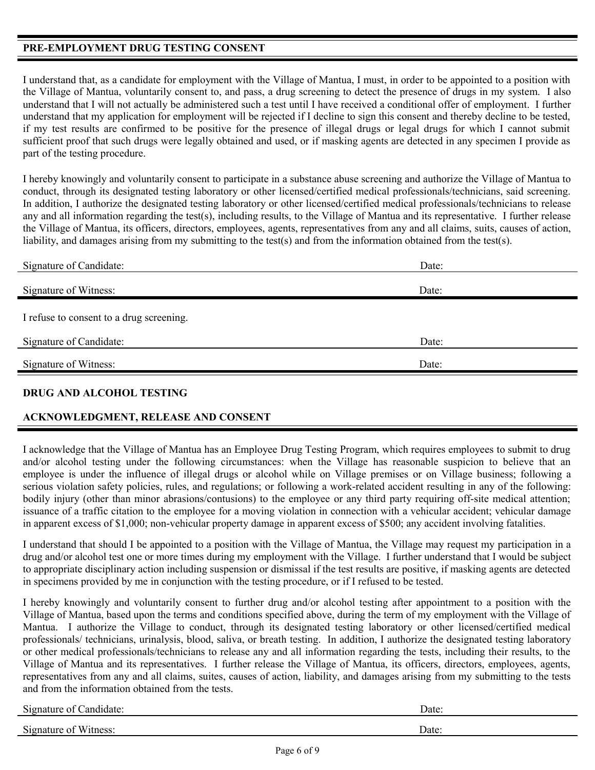## PRE-EMPLOYMENT DRUG TESTING CONSENT

I understand that, as a candidate for employment with the Village of Mantua, I must, in order to be appointed to a position with the Village of Mantua, voluntarily consent to, and pass, a drug screening to detect the presence of drugs in my system. I also understand that I will not actually be administered such a test until I have received a conditional offer of employment. I further understand that my application for employment will be rejected if I decline to sign this consent and thereby decline to be tested, if my test results are confirmed to be positive for the presence of illegal drugs or legal drugs for which I cannot submit sufficient proof that such drugs were legally obtained and used, or if masking agents are detected in any specimen I provide as part of the testing procedure.

I hereby knowingly and voluntarily consent to participate in a substance abuse screening and authorize the Village of Mantua to conduct, through its designated testing laboratory or other licensed/certified medical professionals/technicians, said screening. In addition, I authorize the designated testing laboratory or other licensed/certified medical professionals/technicians to release any and all information regarding the test(s), including results, to the Village of Mantua and its representative. I further release the Village of Mantua, its officers, directors, employees, agents, representatives from any and all claims, suits, causes of action, liability, and damages arising from my submitting to the test(s) and from the information obtained from the test(s).

Signature of Candidate: Date:

Signature of Witness: Date:

I refuse to consent to a drug screening.

Signature of Candidate: Date:

Signature of Witness: Date:

## DRUG AND ALCOHOL TESTING

## ACKNOWLEDGMENT, RELEASE AND CONSENT

I acknowledge that the Village of Mantua has an Employee Drug Testing Program, which requires employees to submit to drug and/or alcohol testing under the following circumstances: when the Village has reasonable suspicion to believe that an employee is under the influence of illegal drugs or alcohol while on Village premises or on Village business; following a serious violation safety policies, rules, and regulations; or following a work-related accident resulting in any of the following: bodily injury (other than minor abrasions/contusions) to the employee or any third party requiring off-site medical attention; issuance of a traffic citation to the employee for a moving violation in connection with a vehicular accident; vehicular damage in apparent excess of $1,000; non-vehicular property damage in apparent excess of $500; any accident involving fatalities.

I understand that should I be appointed to a position with the Village of Mantua, the Village may request my participation in a drug and/or alcohol test one or more times during my employment with the Village. I further understand that I would be subject to appropriate disciplinary action including suspension or dismissal if the test results are positive, if masking agents are detected in specimens provided by me in conjunction with the testing procedure, or if I refused to be tested.

I hereby knowingly and voluntarily consent to further drug and/or alcohol testing after appointment to a position with the Village of Mantua, based upon the terms and conditions specified above, during the term of my employment with the Village of Mantua. I authorize the Village to conduct, through its designated testing laboratory or other licensed/certified medical professionals/ technicians, urinalysis, blood, saliva, or breath testing. In addition, I authorize the designated testing laboratory or other medical professionals/technicians to release any and all information regarding the tests, including their results, to the Village of Mantua and its representatives. I further release the Village of Mantua, its officers, directors, employees, agents, representatives from any and all claims, suites, causes of action, liability, and damages arising from my submitting to the tests and from the information obtained from the tests.

Signature of Candidate: Date:

Signature of Witness: Date: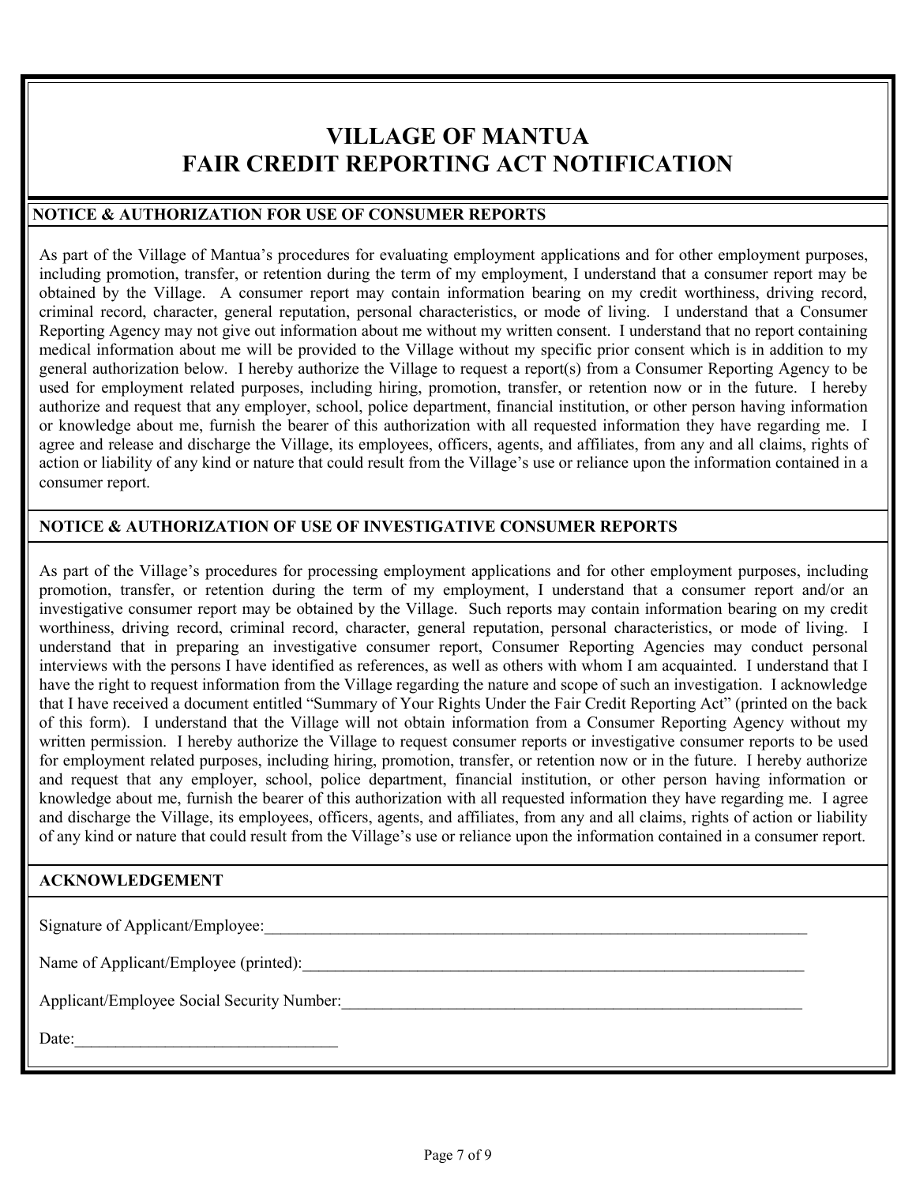# VILLAGE OF MANTUA
# FAIR CREDIT REPORTING ACT NOTIFICATION

## NOTICE & AUTHORIZATION FOR USE OF CONSUMER REPORTS

As part of the Village of Mantua's procedures for evaluating employment applications and for other employment purposes, including promotion, transfer, or retention during the term of my employment, I understand that a consumer report may be obtained by the Village. A consumer report may contain information bearing on my credit worthiness, driving record, criminal record, character, general reputation, personal characteristics, or mode of living. I understand that a Consumer Reporting Agency may not give out information about me without my written consent. I understand that no report containing medical information about me will be provided to the Village without my specific prior consent which is in addition to my general authorization below. I hereby authorize the Village to request a report(s) from a Consumer Reporting Agency to be used for employment related purposes, including hiring, promotion, transfer, or retention now or in the future. I hereby authorize and request that any employer, school, police department, financial institution, or other person having information or knowledge about me, furnish the bearer of this authorization with all requested information they have regarding me. I agree and release and discharge the Village, its employees, officers, agents, and affiliates, from any and all claims, rights of action or liability of any kind or nature that could result from the Village's use or reliance upon the information contained in a consumer report.

## NOTICE & AUTHORIZATION OF USE OF INVESTIGATIVE CONSUMER REPORTS

As part of the Village's procedures for processing employment applications and for other employment purposes, including promotion, transfer, or retention during the term of my employment, I understand that a consumer report and/or an investigative consumer report may be obtained by the Village. Such reports may contain information bearing on my credit worthiness, driving record, criminal record, character, general reputation, personal characteristics, or mode of living. I understand that in preparing an investigative consumer report, Consumer Reporting Agencies may conduct personal interviews with the persons I have identified as references, as well as others with whom I am acquainted. I understand that I have the right to request information from the Village regarding the nature and scope of such an investigation. I acknowledge that I have received a document entitled "Summary of Your Rights Under the Fair Credit Reporting Act" (printed on the back of this form). I understand that the Village will not obtain information from a Consumer Reporting Agency without my written permission. I hereby authorize the Village to request consumer reports or investigative consumer reports to be used for employment related purposes, including hiring, promotion, transfer, or retention now or in the future. I hereby authorize and request that any employer, school, police department, financial institution, or other person having information or knowledge about me, furnish the bearer of this authorization with all requested information they have regarding me. I agree and discharge the Village, its employees, officers, agents, and affiliates, from any and all claims, rights of action or liability of any kind or nature that could result from the Village's use or reliance upon the information contained in a consumer report.

## ACKNOWLEDGEMENT

Signature of Applicant/Employee:\_\_\_\_\_\_\_\_\_\_\_\_\_\_\_\_\_\_\_\_\_\_\_\_\_\_\_\_\_\_\_\_\_\_\_\_\_\_\_\_\_\_\_\_\_\_\_\_

Name of Applicant/Employee (printed):\_\_\_\_\_\_\_\_\_\_\_\_\_\_\_\_\_\_\_\_\_\_\_\_\_\_\_\_\_\_\_\_\_\_\_\_\_\_\_\_\_\_\_\_

Applicant/Employee Social Security Number:\_\_\_\_\_\_\_\_\_\_\_\_\_\_\_\_\_\_\_\_\_\_\_\_\_\_\_\_\_\_\_\_\_\_\_\_\_\_\_\_

Date:\_\_\_\_\_\_\_\_\_\_\_\_\_\_\_\_\_\_\_\_\_\_\_\_\_\_\_\_\_\_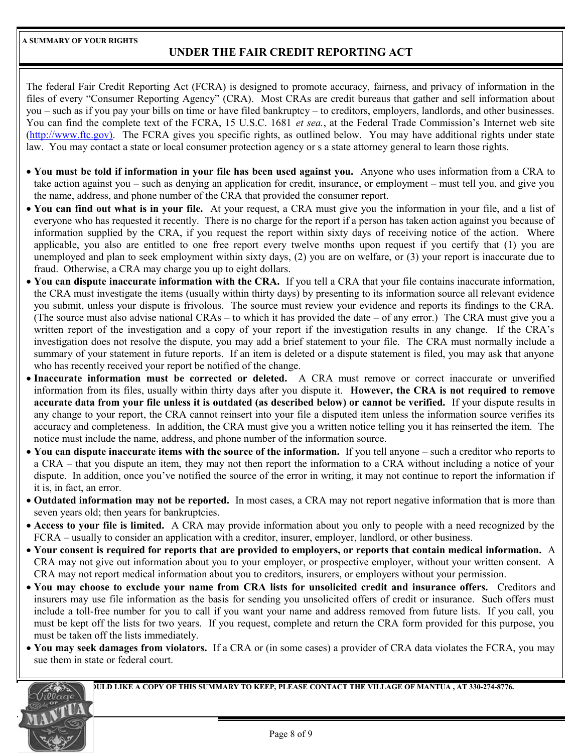A SUMMARY OF YOUR RIGHTS

## UNDER THE FAIR CREDIT REPORTING ACT

The federal Fair Credit Reporting Act (FCRA) is designed to promote accuracy, fairness, and privacy of information in the files of every "Consumer Reporting Agency" (CRA). Most CRAs are credit bureaus that gather and sell information about you – such as if you pay your bills on time or have filed bankruptcy – to creditors, employers, landlords, and other businesses. You can find the complete text of the FCRA, 15 U.S.C. 1681 *et sea.*, at the Federal Trade Commission's Internet web site (http://www.ftc.gov). The FCRA gives you specific rights, as outlined below. You may have additional rights under state law. You may contact a state or local consumer protection agency or s a state attorney general to learn those rights.

- **You must be told if information in your file has been used against you.** Anyone who uses information from a CRA to take action against you – such as denying an application for credit, insurance, or employment – must tell you, and give you the name, address, and phone number of the CRA that provided the consumer report.
- **You can find out what is in your file.** At your request, a CRA must give you the information in your file, and a list of everyone who has requested it recently. There is no charge for the report if a person has taken action against you because of information supplied by the CRA, if you request the report within sixty days of receiving notice of the action. Where applicable, you also are entitled to one free report every twelve months upon request if you certify that (1) you are unemployed and plan to seek employment within sixty days, (2) you are on welfare, or (3) your report is inaccurate due to fraud. Otherwise, a CRA may charge you up to eight dollars.
- **You can dispute inaccurate information with the CRA.** If you tell a CRA that your file contains inaccurate information, the CRA must investigate the items (usually within thirty days) by presenting to its information source all relevant evidence you submit, unless your dispute is frivolous. The source must review your evidence and reports its findings to the CRA. (The source must also advise national CRAs – to which it has provided the date – of any error.) The CRA must give you a written report of the investigation and a copy of your report if the investigation results in any change. If the CRA's investigation does not resolve the dispute, you may add a brief statement to your file. The CRA must normally include a summary of your statement in future reports. If an item is deleted or a dispute statement is filed, you may ask that anyone who has recently received your report be notified of the change.
- **Inaccurate information must be corrected or deleted.** A CRA must remove or correct inaccurate or unverified information from its files, usually within thirty days after you dispute it. **However, the CRA is not required to remove accurate data from your file unless it is outdated (as described below) or cannot be verified.** If your dispute results in any change to your report, the CRA cannot reinsert into your file a disputed item unless the information source verifies its accuracy and completeness. In addition, the CRA must give you a written notice telling you it has reinserted the item. The notice must include the name, address, and phone number of the information source.
- **You can dispute inaccurate items with the source of the information.** If you tell anyone – such a creditor who reports to a CRA – that you dispute an item, they may not then report the information to a CRA without including a notice of your dispute. In addition, once you've notified the source of the error in writing, it may not continue to report the information if it is, in fact, an error.
- **Outdated information may not be reported.** In most cases, a CRA may not report negative information that is more than seven years old; then years for bankruptcies.
- **Access to your file is limited.** A CRA may provide information about you only to people with a need recognized by the FCRA – usually to consider an application with a creditor, insurer, employer, landlord, or other business.
- **Your consent is required for reports that are provided to employers, or reports that contain medical information.** A CRA may not give out information about you to your employer, or prospective employer, without your written consent. A CRA may not report medical information about you to creditors, insurers, or employers without your permission.
- **You may choose to exclude your name from CRA lists for unsolicited credit and insurance offers.** Creditors and insurers may use file information as the basis for sending you unsolicited offers of credit or insurance. Such offers must include a toll-free number for you to call if you want your name and address removed from future lists. If you call, you must be kept off the lists for two years. If you request, complete and return the CRA form provided for this purpose, you must be taken off the lists immediately.
- **You may seek damages from violators.** If a CRA or (in some cases) a provider of CRA data violates the FCRA, you may sue them in state or federal court.

**...ULD LIKE A COPY OF THIS SUMMARY TO KEEP, PLEASE CONTACT THE VILLAGE OF MANTUA , AT 330-274-8776.**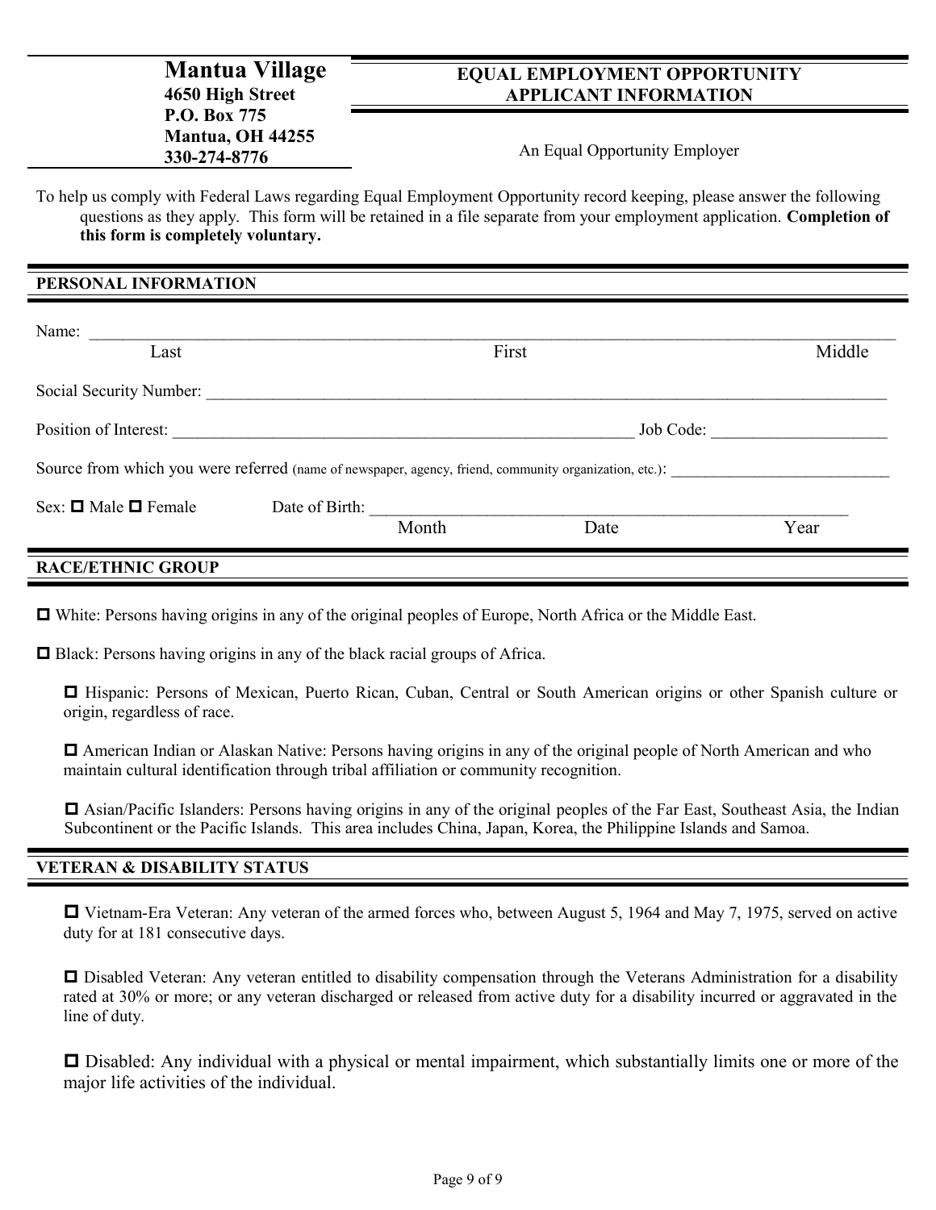**Mantua Village**
**4650 High Street**
**P.O. Box 775**
**Mantua, OH 44255**
**330-274-8776**

# EQUAL EMPLOYMENT OPPORTUNITY APPLICANT INFORMATION

An Equal Opportunity Employer

To help us comply with Federal Laws regarding Equal Employment Opportunity record keeping, please answer the following questions as they apply. This form will be retained in a file separate from your employment application. **Completion of this form is completely voluntary.**

## PERSONAL INFORMATION

Name: ______________________________________________________________________________
Last First Middle

Social Security Number: ______________________________________________________________

Position of Interest: ___________________________________________ Job Code: _______________

Source from which you were referred (name of newspaper, agency, friend, community organization, etc.): ____________________

Sex: ☐ Male ☐ Female Date of Birth: ____________________________________________
Month Date Year

## RACE/ETHNIC GROUP

☐ White: Persons having origins in any of the original peoples of Europe, North Africa or the Middle East.

☐ Black: Persons having origins in any of the black racial groups of Africa.

☐ Hispanic: Persons of Mexican, Puerto Rican, Cuban, Central or South American origins or other Spanish culture or origin, regardless of race.

☐ American Indian or Alaskan Native: Persons having origins in any of the original people of North American and who maintain cultural identification through tribal affiliation or community recognition.

☐ Asian/Pacific Islanders: Persons having origins in any of the original peoples of the Far East, Southeast Asia, the Indian Subcontinent or the Pacific Islands. This area includes China, Japan, Korea, the Philippine Islands and Samoa.

## VETERAN & DISABILITY STATUS

☐ Vietnam-Era Veteran: Any veteran of the armed forces who, between August 5, 1964 and May 7, 1975, served on active duty for at 181 consecutive days.

☐ Disabled Veteran: Any veteran entitled to disability compensation through the Veterans Administration for a disability rated at 30% or more; or any veteran discharged or released from active duty for a disability incurred or aggravated in the line of duty.

☐ Disabled: Any individual with a physical or mental impairment, which substantially limits one or more of the major life activities of the individual.